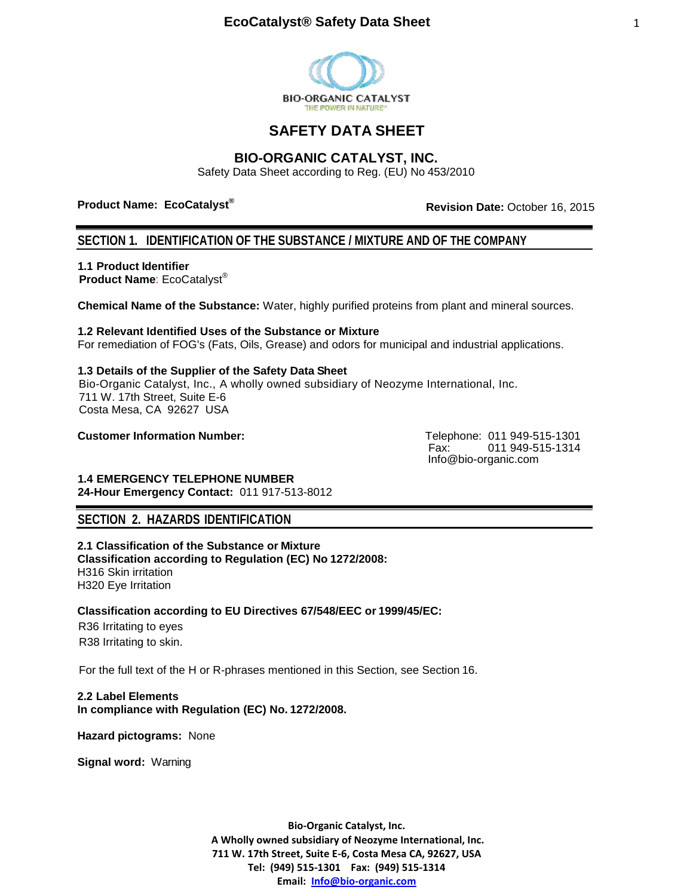BIO-ORGANIC CATALYST
THE POWER IN NATURE®

# SAFETY DATA SHEET

## BIO-ORGANIC CATALYST, INC.

Safety Data Sheet according to Reg. (EU) No 453/2010

**Product Name: EcoCatalyst®** **Revision Date:** October 16, 2015

## SECTION 1. IDENTIFICATION OF THE SUBSTANCE / MIXTURE AND OF THE COMPANY

**1.1 Product Identifier**
**Product Name**: EcoCatalyst®

**Chemical Name of the Substance:** Water, highly purified proteins from plant and mineral sources.

**1.2 Relevant Identified Uses of the Substance or Mixture**
For remediation of FOG's (Fats, Oils, Grease) and odors for municipal and industrial applications.

**1.3 Details of the Supplier of the Safety Data Sheet**
Bio-Organic Catalyst, Inc., A wholly owned subsidiary of Neozyme International, Inc.
711 W. 17th Street, Suite E-6
Costa Mesa, CA 92627 USA

**Customer Information Number:**
Telephone: 011 949-515-1301
Fax: 011 949-515-1314
Info@bio-organic.com

**1.4 EMERGENCY TELEPHONE NUMBER**
**24-Hour Emergency Contact:** 011 917-513-8012

## SECTION 2. HAZARDS IDENTIFICATION

**2.1 Classification of the Substance or Mixture**
**Classification according to Regulation (EC) No 1272/2008:**
H316 Skin irritation
H320 Eye Irritation

**Classification according to EU Directives 67/548/EEC or 1999/45/EC:**
R36 Irritating to eyes
R38 Irritating to skin.

For the full text of the H or R-phrases mentioned in this Section, see Section 16.

**2.2 Label Elements**
**In compliance with Regulation (EC) No. 1272/2008.**

**Hazard pictograms:** None

**Signal word:** Warning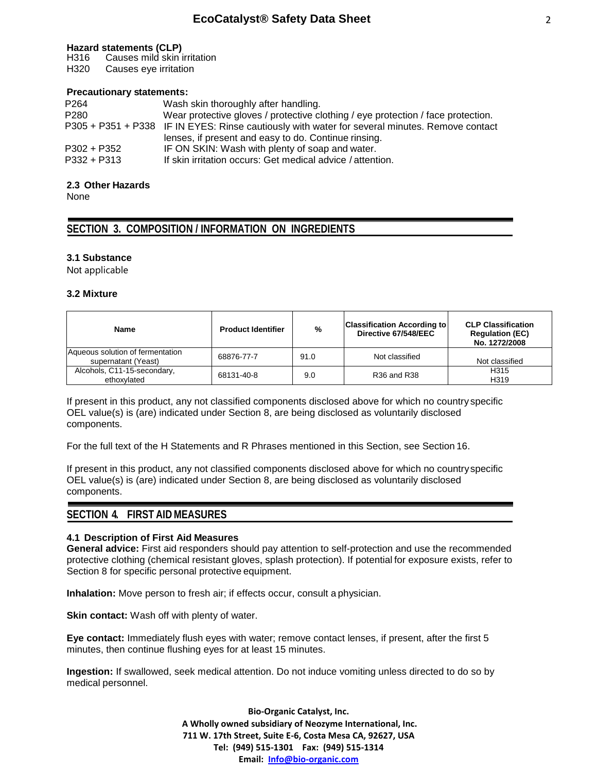**Hazard statements (CLP)**
H316 Causes mild skin irritation
H320 Causes eye irritation

**Precautionary statements:**

| | |
|---|---|
| P264 | Wash skin thoroughly after handling. |
| P280 | Wear protective gloves / protective clothing / eye protection / face protection. |
| P305 + P351 + P338 | IF IN EYES: Rinse cautiously with water for several minutes. Remove contact lenses, if present and easy to do. Continue rinsing. |
| P302 + P352 | IF ON SKIN: Wash with plenty of soap and water. |
| P332 + P313 | If skin irritation occurs: Get medical advice / attention. |

### 2.3 Other Hazards

None

## SECTION 3. COMPOSITION / INFORMATION ON INGREDIENTS

### 3.1 Substance

Not applicable

### 3.2 Mixture

| Name | Product Identifier | % | Classification According to Directive 67/548/EEC | CLP Classification Regulation (EC) No. 1272/2008 |
|---|---|---|---|---|
| Aqueous solution of fermentation supernatant (Yeast) | 68876-77-7 | 91.0 | Not classified | Not classified |
| Alcohols, C11-15-secondary, ethoxylated | 68131-40-8 | 9.0 | R36 and R38 | H315<br>H319 |

If present in this product, any not classified components disclosed above for which no country specific OEL value(s) is (are) indicated under Section 8, are being disclosed as voluntarily disclosed components.

For the full text of the H Statements and R Phrases mentioned in this Section, see Section 16.

If present in this product, any not classified components disclosed above for which no country specific OEL value(s) is (are) indicated under Section 8, are being disclosed as voluntarily disclosed components.

## SECTION 4. FIRST AID MEASURES

### 4.1 Description of First Aid Measures

**General advice:** First aid responders should pay attention to self-protection and use the recommended protective clothing (chemical resistant gloves, splash protection). If potential for exposure exists, refer to Section 8 for specific personal protective equipment.

**Inhalation:** Move person to fresh air; if effects occur, consult a physician.

**Skin contact:** Wash off with plenty of water.

**Eye contact:** Immediately flush eyes with water; remove contact lenses, if present, after the first 5 minutes, then continue flushing eyes for at least 15 minutes.

**Ingestion:** If swallowed, seek medical attention. Do not induce vomiting unless directed to do so by medical personnel.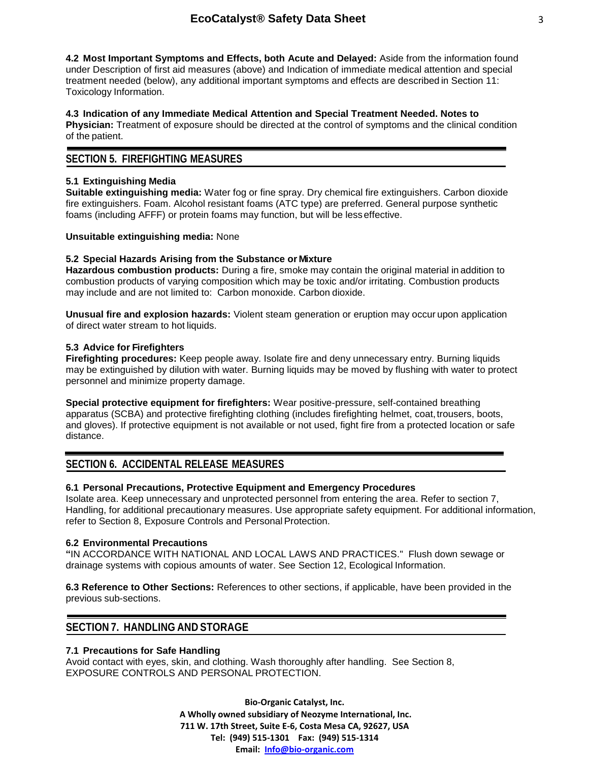**4.2 Most Important Symptoms and Effects, both Acute and Delayed:** Aside from the information found under Description of first aid measures (above) and Indication of immediate medical attention and special treatment needed (below), any additional important symptoms and effects are described in Section 11: Toxicology Information.

**4.3 Indication of any Immediate Medical Attention and Special Treatment Needed. Notes to Physician:** Treatment of exposure should be directed at the control of symptoms and the clinical condition of the patient.

## SECTION 5. FIREFIGHTING MEASURES

### 5.1 Extinguishing Media

**Suitable extinguishing media:** Water fog or fine spray. Dry chemical fire extinguishers. Carbon dioxide fire extinguishers. Foam. Alcohol resistant foams (ATC type) are preferred. General purpose synthetic foams (including AFFF) or protein foams may function, but will be less effective.

**Unsuitable extinguishing media:** None

### 5.2 Special Hazards Arising from the Substance or Mixture

**Hazardous combustion products:** During a fire, smoke may contain the original material in addition to combustion products of varying composition which may be toxic and/or irritating. Combustion products may include and are not limited to: Carbon monoxide. Carbon dioxide.

**Unusual fire and explosion hazards:** Violent steam generation or eruption may occur upon application of direct water stream to hot liquids.

### 5.3 Advice for Firefighters

**Firefighting procedures:** Keep people away. Isolate fire and deny unnecessary entry. Burning liquids may be extinguished by dilution with water. Burning liquids may be moved by flushing with water to protect personnel and minimize property damage.

**Special protective equipment for firefighters:** Wear positive-pressure, self-contained breathing apparatus (SCBA) and protective firefighting clothing (includes firefighting helmet, coat, trousers, boots, and gloves). If protective equipment is not available or not used, fight fire from a protected location or safe distance.

## SECTION 6. ACCIDENTAL RELEASE MEASURES

### 6.1 Personal Precautions, Protective Equipment and Emergency Procedures

Isolate area. Keep unnecessary and unprotected personnel from entering the area. Refer to section 7, Handling, for additional precautionary measures. Use appropriate safety equipment. For additional information, refer to Section 8, Exposure Controls and Personal Protection.

### 6.2 Environmental Precautions

"IN ACCORDANCE WITH NATIONAL AND LOCAL LAWS AND PRACTICES." Flush down sewage or drainage systems with copious amounts of water. See Section 12, Ecological Information.

**6.3 Reference to Other Sections:** References to other sections, if applicable, have been provided in the previous sub-sections.

## SECTION 7. HANDLING AND STORAGE

### 7.1 Precautions for Safe Handling

Avoid contact with eyes, skin, and clothing. Wash thoroughly after handling. See Section 8, EXPOSURE CONTROLS AND PERSONAL PROTECTION.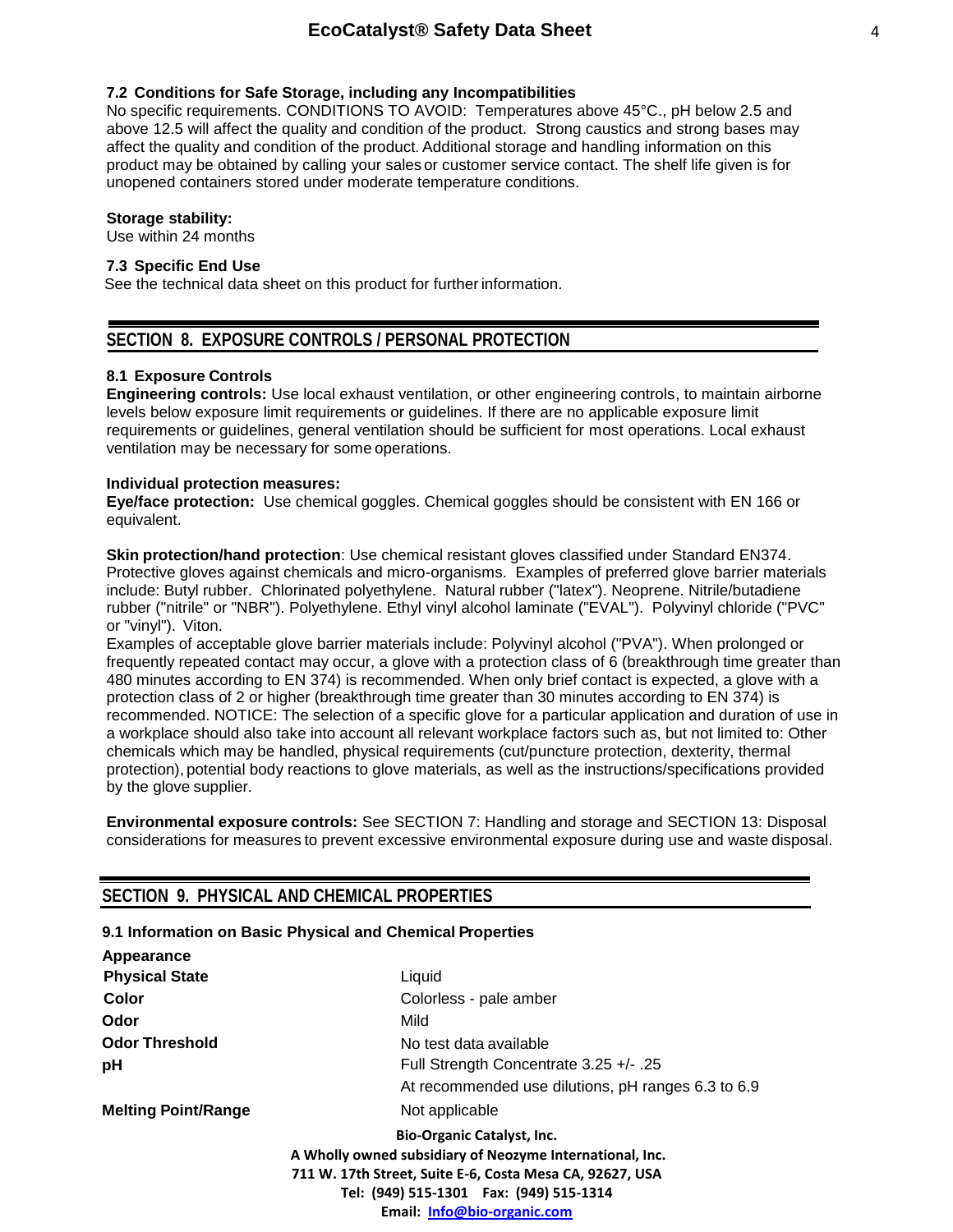### 7.2 Conditions for Safe Storage, including any Incompatibilities

No specific requirements. CONDITIONS TO AVOID: Temperatures above 45°C., pH below 2.5 and above 12.5 will affect the quality and condition of the product. Strong caustics and strong bases may affect the quality and condition of the product. Additional storage and handling information on this product may be obtained by calling your sales or customer service contact. The shelf life given is for unopened containers stored under moderate temperature conditions.

**Storage stability:**
Use within 24 months

### 7.3 Specific End Use

See the technical data sheet on this product for further information.

## SECTION 8. EXPOSURE CONTROLS / PERSONAL PROTECTION

### 8.1 Exposure Controls

**Engineering controls:** Use local exhaust ventilation, or other engineering controls, to maintain airborne levels below exposure limit requirements or guidelines. If there are no applicable exposure limit requirements or guidelines, general ventilation should be sufficient for most operations. Local exhaust ventilation may be necessary for some operations.

**Individual protection measures:**
**Eye/face protection:** Use chemical goggles. Chemical goggles should be consistent with EN 166 or equivalent.

**Skin protection/hand protection**: Use chemical resistant gloves classified under Standard EN374. Protective gloves against chemicals and micro-organisms. Examples of preferred glove barrier materials include: Butyl rubber. Chlorinated polyethylene. Natural rubber ("latex"). Neoprene. Nitrile/butadiene rubber ("nitrile" or "NBR"). Polyethylene. Ethyl vinyl alcohol laminate ("EVAL"). Polyvinyl chloride ("PVC" or "vinyl"). Viton.
Examples of acceptable glove barrier materials include: Polyvinyl alcohol ("PVA"). When prolonged or frequently repeated contact may occur, a glove with a protection class of 6 (breakthrough time greater than 480 minutes according to EN 374) is recommended. When only brief contact is expected, a glove with a protection class of 2 or higher (breakthrough time greater than 30 minutes according to EN 374) is recommended. NOTICE: The selection of a specific glove for a particular application and duration of use in a workplace should also take into account all relevant workplace factors such as, but not limited to: Other chemicals which may be handled, physical requirements (cut/puncture protection, dexterity, thermal protection), potential body reactions to glove materials, as well as the instructions/specifications provided by the glove supplier.

**Environmental exposure controls:** See SECTION 7: Handling and storage and SECTION 13: Disposal considerations for measures to prevent excessive environmental exposure during use and waste disposal.

## SECTION 9. PHYSICAL AND CHEMICAL PROPERTIES

### 9.1 Information on Basic Physical and Chemical Properties

| **Appearance** | |
|---|---|
| **Physical State** | Liquid |
| **Color** | Colorless - pale amber |
| **Odor** | Mild |
| **Odor Threshold** | No test data available |
| **pH** | Full Strength Concentrate 3.25 +/- .25<br>At recommended use dilutions, pH ranges 6.3 to 6.9 |
| **Melting Point/Range** | Not applicable |

**Bio-Organic Catalyst, Inc.**
**A Wholly owned subsidiary of Neozyme International, Inc.**
**711 W. 17th Street, Suite E-6, Costa Mesa CA, 92627, USA**
**Tel: (949) 515-1301 Fax: (949) 515-1314**
**Email: Info@bio-organic.com**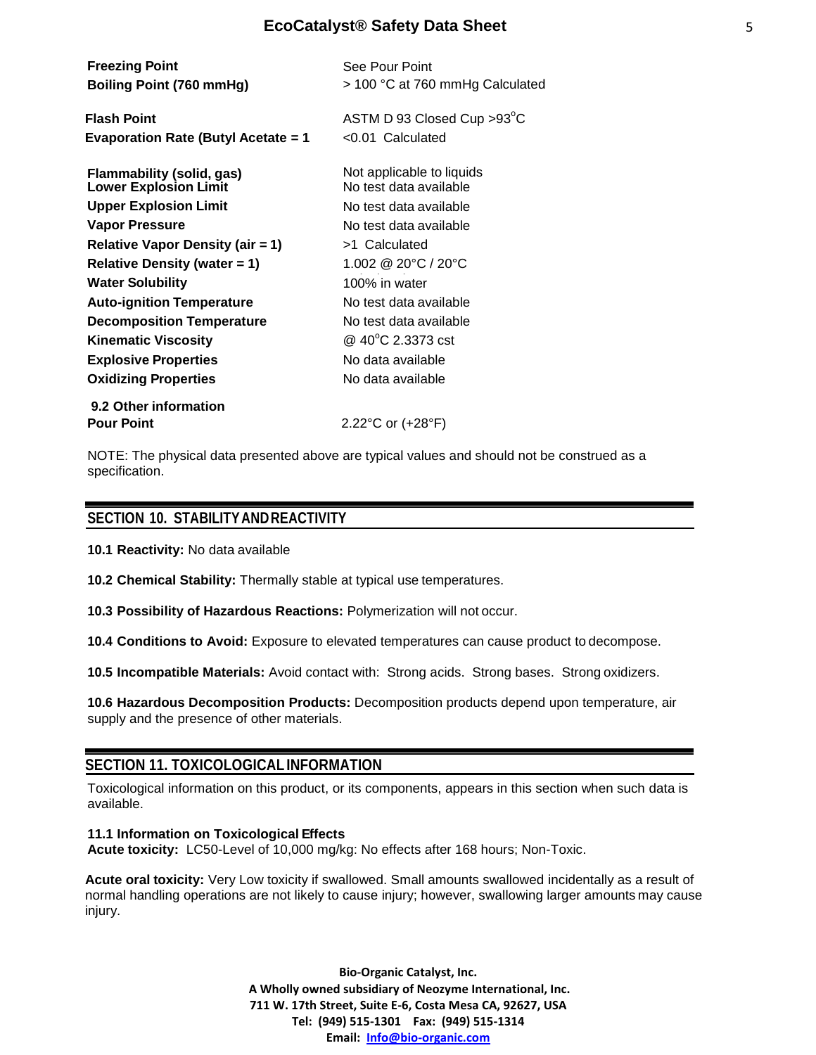| | |
|---|---|
| **Freezing Point** | See Pour Point |
| **Boiling Point (760 mmHg)** | > 100 °C at 760 mmHg Calculated |
| **Flash Point** | ASTM D 93 Closed Cup >93°C |
| **Evaporation Rate (Butyl Acetate = 1** | <0.01 Calculated |
| **Flammability (solid, gas)** | Not applicable to liquids |
| **Lower Explosion Limit** | No test data available |
| **Upper Explosion Limit** | No test data available |
| **Vapor Pressure** | No test data available |
| **Relative Vapor Density (air = 1)** | >1 Calculated |
| **Relative Density (water = 1)** | 1.002 @ 20°C / 20°C |
| **Water Solubility** | 100% in water |
| **Auto-ignition Temperature** | No test data available |
| **Decomposition Temperature** | No test data available |
| **Kinematic Viscosity** | @ 40°C 2.3373 cst |
| **Explosive Properties** | No data available |
| **Oxidizing Properties** | No data available |

**9.2 Other information**

| | |
|---|---|
| **Pour Point** | 2.22°C or (+28°F) |

NOTE: The physical data presented above are typical values and should not be construed as a specification.

## SECTION 10. STABILITY AND REACTIVITY

**10.1 Reactivity:** No data available

**10.2 Chemical Stability:** Thermally stable at typical use temperatures.

**10.3 Possibility of Hazardous Reactions:** Polymerization will not occur.

**10.4 Conditions to Avoid:** Exposure to elevated temperatures can cause product to decompose.

**10.5 Incompatible Materials:** Avoid contact with: Strong acids. Strong bases. Strong oxidizers.

**10.6 Hazardous Decomposition Products:** Decomposition products depend upon temperature, air supply and the presence of other materials.

## SECTION 11. TOXICOLOGICAL INFORMATION

Toxicological information on this product, or its components, appears in this section when such data is available.

**11.1 Information on Toxicological Effects**
**Acute toxicity:** LC50-Level of 10,000 mg/kg: No effects after 168 hours; Non-Toxic.

**Acute oral toxicity:** Very Low toxicity if swallowed. Small amounts swallowed incidentally as a result of normal handling operations are not likely to cause injury; however, swallowing larger amounts may cause injury.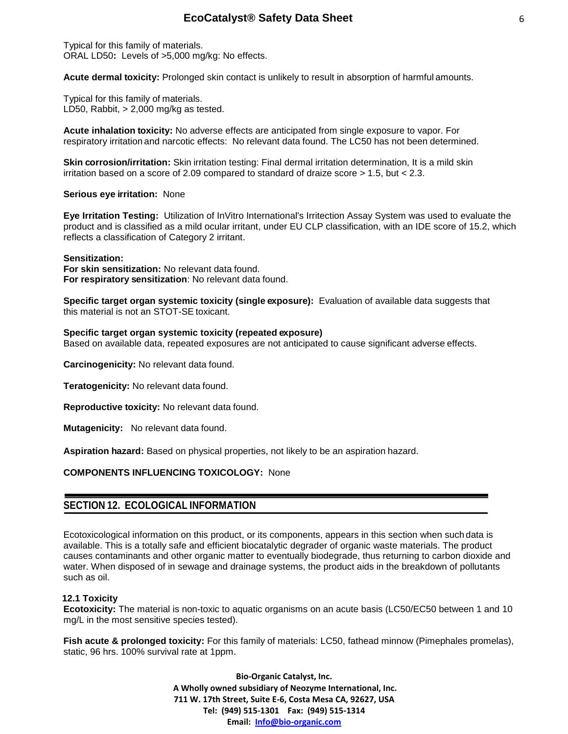Typical for this family of materials.
ORAL LD50**:** Levels of >5,000 mg/kg: No effects.

**Acute dermal toxicity:** Prolonged skin contact is unlikely to result in absorption of harmful amounts.

Typical for this family of materials.
LD50, Rabbit, > 2,000 mg/kg as tested.

**Acute inhalation toxicity:** No adverse effects are anticipated from single exposure to vapor. For respiratory irritation and narcotic effects: No relevant data found. The LC50 has not been determined.

**Skin corrosion/irritation:** Skin irritation testing: Final dermal irritation determination, It is a mild skin irritation based on a score of 2.09 compared to standard of draize score > 1.5, but < 2.3.

**Serious eye irritation:** None

**Eye Irritation Testing:** Utilization of InVitro International's Irritection Assay System was used to evaluate the product and is classified as a mild ocular irritant, under EU CLP classification, with an IDE score of 15.2, which reflects a classification of Category 2 irritant.

**Sensitization:**
**For skin sensitization:** No relevant data found.
**For respiratory sensitization**: No relevant data found.

**Specific target organ systemic toxicity (single exposure):** Evaluation of available data suggests that this material is not an STOT-SE toxicant.

**Specific target organ systemic toxicity (repeated exposure)**
Based on available data, repeated exposures are not anticipated to cause significant adverse effects.

**Carcinogenicity:** No relevant data found.

**Teratogenicity:** No relevant data found.

**Reproductive toxicity:** No relevant data found.

**Mutagenicity:** No relevant data found.

**Aspiration hazard:** Based on physical properties, not likely to be an aspiration hazard.

**COMPONENTS INFLUENCING TOXICOLOGY:** None

## SECTION 12. ECOLOGICAL INFORMATION

Ecotoxicological information on this product, or its components, appears in this section when such data is available. This is a totally safe and efficient biocatalytic degrader of organic waste materials. The product causes contaminants and other organic matter to eventually biodegrade, thus returning to carbon dioxide and water. When disposed of in sewage and drainage systems, the product aids in the breakdown of pollutants such as oil.

### 12.1 Toxicity

**Ecotoxicity:** The material is non-toxic to aquatic organisms on an acute basis (LC50/EC50 between 1 and 10 mg/L in the most sensitive species tested).

**Fish acute & prolonged toxicity:** For this family of materials: LC50, fathead minnow (Pimephales promelas), static, 96 hrs. 100% survival rate at 1ppm.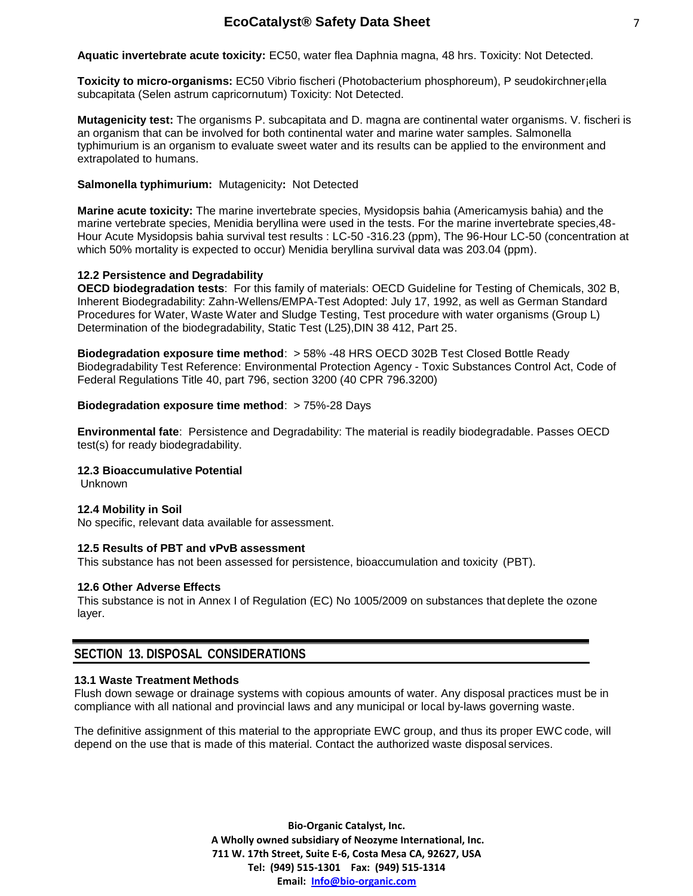**Aquatic invertebrate acute toxicity:** EC50, water flea Daphnia magna, 48 hrs. Toxicity: Not Detected.

**Toxicity to micro-organisms:** EC50 Vibrio fischeri (Photobacterium phosphoreum), P seudokirchner¡ella subcapitata (Selen astrum capricornutum) Toxicity: Not Detected.

**Mutagenicity test:** The organisms P. subcapitata and D. magna are continental water organisms. V. fischeri is an organism that can be involved for both continental water and marine water samples. Salmonella typhimurium is an organism to evaluate sweet water and its results can be applied to the environment and extrapolated to humans.

**Salmonella typhimurium:** Mutagenicity**:** Not Detected

**Marine acute toxicity:** The marine invertebrate species, Mysidopsis bahia (Americamysis bahia) and the marine vertebrate species, Menidia beryllina were used in the tests. For the marine invertebrate species,48-Hour Acute Mysidopsis bahia survival test results : LC-50 -316.23 (ppm), The 96-Hour LC-50 (concentration at which 50% mortality is expected to occur) Menidia beryllina survival data was 203.04 (ppm).

### 12.2 Persistence and Degradability

**OECD biodegradation tests**: For this family of materials: OECD Guideline for Testing of Chemicals, 302 B, Inherent Biodegradability: Zahn-Wellens/EMPA-Test Adopted: July 17, 1992, as well as German Standard Procedures for Water, Waste Water and Sludge Testing, Test procedure with water organisms (Group L) Determination of the biodegradability, Static Test (L25),DIN 38 412, Part 25.

**Biodegradation exposure time method**: > 58% -48 HRS OECD 302B Test Closed Bottle Ready Biodegradability Test Reference: Environmental Protection Agency - Toxic Substances Control Act, Code of Federal Regulations Title 40, part 796, section 3200 (40 CPR 796.3200)

**Biodegradation exposure time method**: > 75%-28 Days

**Environmental fate**: Persistence and Degradability: The material is readily biodegradable. Passes OECD test(s) for ready biodegradability.

### 12.3 Bioaccumulative Potential

Unknown

### 12.4 Mobility in Soil

No specific, relevant data available for assessment.

### 12.5 Results of PBT and vPvB assessment

This substance has not been assessed for persistence, bioaccumulation and toxicity (PBT).

### 12.6 Other Adverse Effects

This substance is not in Annex I of Regulation (EC) No 1005/2009 on substances that deplete the ozone layer.

## SECTION 13. DISPOSAL CONSIDERATIONS

### 13.1 Waste Treatment Methods

Flush down sewage or drainage systems with copious amounts of water. Any disposal practices must be in compliance with all national and provincial laws and any municipal or local by-laws governing waste.

The definitive assignment of this material to the appropriate EWC group, and thus its proper EWC code, will depend on the use that is made of this material. Contact the authorized waste disposal services.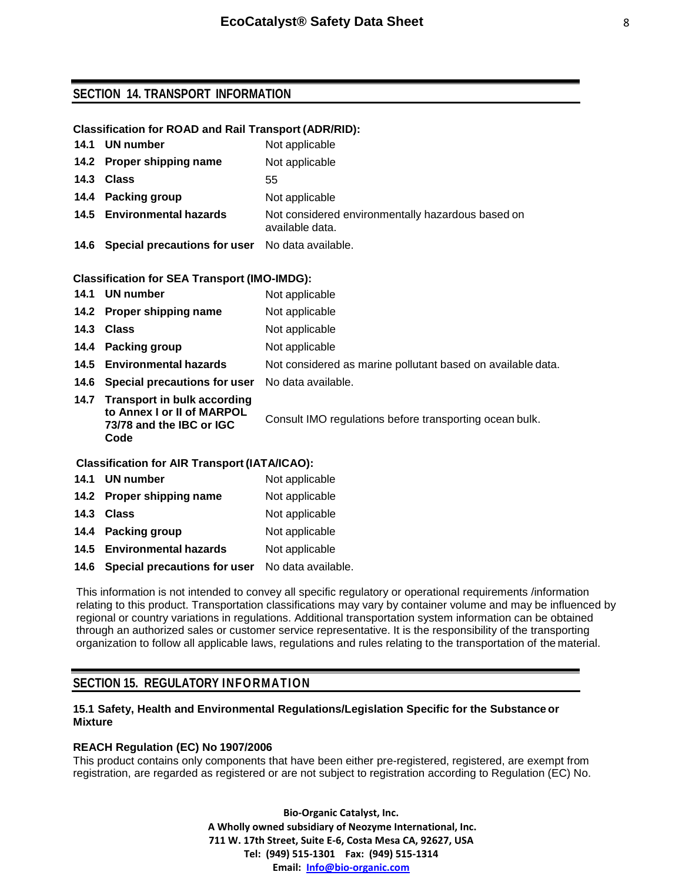## SECTION 14. TRANSPORT INFORMATION

**Classification for ROAD and Rail Transport (ADR/RID):**

| | | |
|---|---|---|
| **14.1** | **UN number** | Not applicable |
| **14.2** | **Proper shipping name** | Not applicable |
| **14.3** | **Class** | 55 |
| **14.4** | **Packing group** | Not applicable |
| **14.5** | **Environmental hazards** | Not considered environmentally hazardous based on available data. |
| **14.6** | **Special precautions for user** | No data available. |

**Classification for SEA Transport (IMO-IMDG):**

| | | |
|---|---|---|
| **14.1** | **UN number** | Not applicable |
| **14.2** | **Proper shipping name** | Not applicable |
| **14.3** | **Class** | Not applicable |
| **14.4** | **Packing group** | Not applicable |
| **14.5** | **Environmental hazards** | Not considered as marine pollutant based on available data. |
| **14.6** | **Special precautions for user** | No data available. |
| **14.7** | **Transport in bulk according to Annex I or II of MARPOL 73/78 and the IBC or IGC Code** | Consult IMO regulations before transporting ocean bulk. |

**Classification for AIR Transport (IATA/ICAO):**

| | | |
|---|---|---|
| **14.1** | **UN number** | Not applicable |
| **14.2** | **Proper shipping name** | Not applicable |
| **14.3** | **Class** | Not applicable |
| **14.4** | **Packing group** | Not applicable |
| **14.5** | **Environmental hazards** | Not applicable |
| **14.6** | **Special precautions for user** | No data available. |

This information is not intended to convey all specific regulatory or operational requirements /information relating to this product. Transportation classifications may vary by container volume and may be influenced by regional or country variations in regulations. Additional transportation system information can be obtained through an authorized sales or customer service representative. It is the responsibility of the transporting organization to follow all applicable laws, regulations and rules relating to the transportation of the material.

## SECTION 15. REGULATORY INFORMATION

**15.1 Safety, Health and Environmental Regulations/Legislation Specific for the Substance or Mixture**

**REACH Regulation (EC) No 1907/2006**

This product contains only components that have been either pre-registered, registered, are exempt from registration, are regarded as registered or are not subject to registration according to Regulation (EC) No.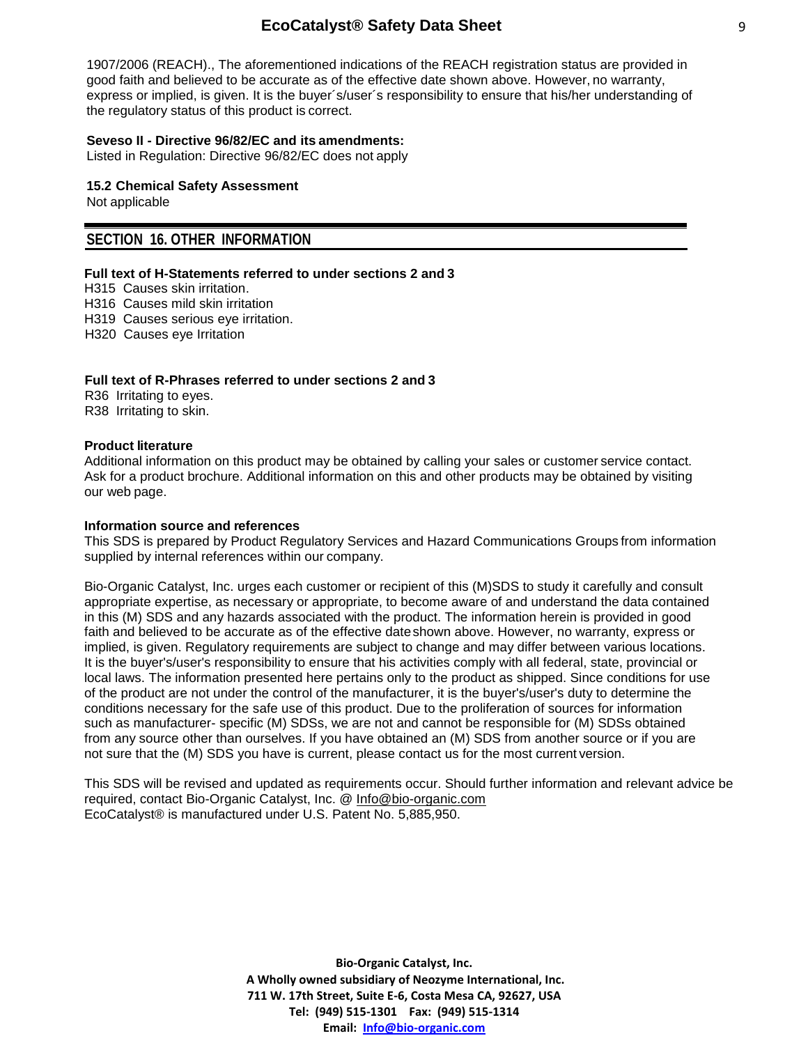1907/2006 (REACH)., The aforementioned indications of the REACH registration status are provided in good faith and believed to be accurate as of the effective date shown above. However, no warranty, express or implied, is given. It is the buyer´s/user´s responsibility to ensure that his/her understanding of the regulatory status of this product is correct.

**Seveso II - Directive 96/82/EC and its amendments:**
Listed in Regulation: Directive 96/82/EC does not apply

**15.2 Chemical Safety Assessment**
Not applicable

## SECTION 16. OTHER INFORMATION

**Full text of H-Statements referred to under sections 2 and 3**
H315 Causes skin irritation.
H316 Causes mild skin irritation
H319 Causes serious eye irritation.
H320 Causes eye Irritation

**Full text of R-Phrases referred to under sections 2 and 3**
R36 Irritating to eyes.
R38 Irritating to skin.

**Product literature**
Additional information on this product may be obtained by calling your sales or customer service contact. Ask for a product brochure. Additional information on this and other products may be obtained by visiting our web page.

**Information source and references**
This SDS is prepared by Product Regulatory Services and Hazard Communications Groups from information supplied by internal references within our company.

Bio-Organic Catalyst, Inc. urges each customer or recipient of this (M)SDS to study it carefully and consult appropriate expertise, as necessary or appropriate, to become aware of and understand the data contained in this (M) SDS and any hazards associated with the product. The information herein is provided in good faith and believed to be accurate as of the effective date shown above. However, no warranty, express or implied, is given. Regulatory requirements are subject to change and may differ between various locations. It is the buyer's/user's responsibility to ensure that his activities comply with all federal, state, provincial or local laws. The information presented here pertains only to the product as shipped. Since conditions for use of the product are not under the control of the manufacturer, it is the buyer's/user's duty to determine the conditions necessary for the safe use of this product. Due to the proliferation of sources for information such as manufacturer- specific (M) SDSs, we are not and cannot be responsible for (M) SDSs obtained from any source other than ourselves. If you have obtained an (M) SDS from another source or if you are not sure that the (M) SDS you have is current, please contact us for the most current version.

This SDS will be revised and updated as requirements occur. Should further information and relevant advice be required, contact Bio-Organic Catalyst, Inc. @ Info@bio-organic.com
EcoCatalyst® is manufactured under U.S. Patent No. 5,885,950.

**Bio-Organic Catalyst, Inc.**
**A Wholly owned subsidiary of Neozyme International, Inc.**
**711 W. 17th Street, Suite E-6, Costa Mesa CA, 92627, USA**
**Tel: (949) 515-1301 Fax: (949) 515-1314**
**Email: Info@bio-organic.com**